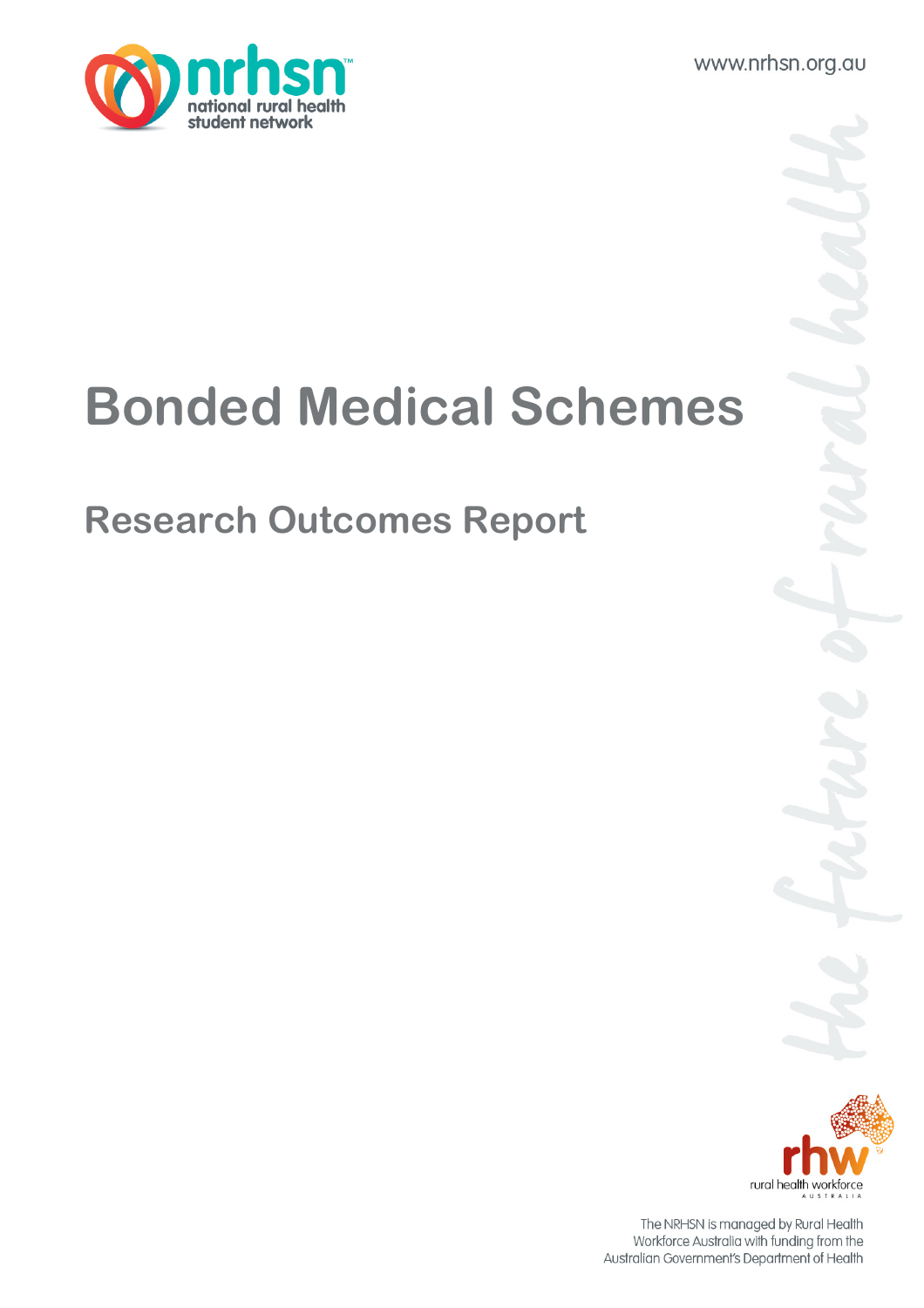www.nrhsn.org.au

# Bonded Medical Schemes

## Research Outcomes Report

The NRHSN is managed by Rural Health Workforce Australia with funding from the Australian Government's Department of Health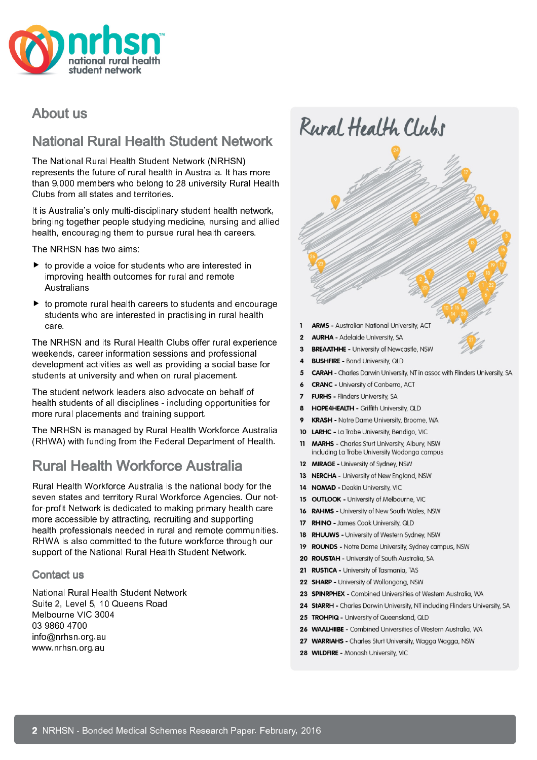# About us

## National Rural Health Student Network

The National Rural Health Student Network (NRHSN) represents the future of rural health in Australia. It has more than 9,000 members who belong to 28 university Rural Health Clubs from all states and territories.

It is Australia's only multi-disciplinary student health network, bringing together people studying medicine, nursing and allied health, encouraging them to pursue rural health careers.

The NRHSN has two aims:

- to provide a voice for students who are interested in improving health outcomes for rural and remote Australians
- to promote rural health careers to students and encourage students who are interested in practising in rural health care.

The NRHSN and its Rural Health Clubs offer rural experience weekends, career information sessions and professional development activities as well as providing a social base for students at university and when on rural placement.

The student network leaders also advocate on behalf of health students of all disciplines - including opportunities for more rural placements and training support.

The NRHSN is managed by Rural Health Workforce Australia (RHWA) with funding from the Federal Department of Health.

## Rural Health Workforce Australia

Rural Health Workforce Australia is the national body for the seven states and territory Rural Workforce Agencies. Our not-for-profit Network is dedicated to making primary health care more accessible by attracting, recruiting and supporting health professionals needed in rural and remote communities. RHWA is also committed to the future workforce through our support of the National Rural Health Student Network.

### Contact us

National Rural Health Student Network
Suite 2, Level 5, 10 Queens Road
Melbourne VIC 3004
03 9860 4700
info@nrhsn.org.au
www.nrhsn.org.au

## Rural Health Clubs

1. **ARMS** - Australian National University, ACT
2. **AURHA** - Adelaide University, SA
3. **BREAATHHE** - University of Newcastle, NSW
4. **BUSHFIRE** - Bond University, QLD
5. **CARAH** - Charles Darwin University, NT in assoc with Flinders University, SA
6. **CRANC** - University of Canberra, ACT
7. **FURHS** - Flinders University, SA
8. **HOPE4HEALTH** - Griffith University, QLD
9. **KRASH** - Notre Dame University, Broome, WA
10. **LARHC** - La Trobe University, Bendigo, VIC
11. **MARHS** - Charles Sturt University, Albury, NSW including La Trobe University Wodonga campus
12. **MIRAGE** - University of Sydney, NSW
13. **NERCHA** - University of New England, NSW
14. **NOMAD** - Deakin University, VIC
15. **OUTLOOK** - University of Melbourne, VIC
16. **RAHMS** - University of New South Wales, NSW
17. **RHINO** - James Cook University, QLD
18. **RHUUWS** - University of Western Sydney, NSW
19. **ROUNDS** - Notre Dame University, Sydney campus, NSW
20. **ROUSTAH** - University of South Australia, SA
21. **RUSTICA** - University of Tasmania, TAS
22. **SHARP** - University of Wollongong, NSW
23. **SPINRPHEX** - Combined Universities of Western Australia, WA
24. **StARRH** - Charles Darwin University, NT including Flinders University, SA
25. **TROHPIQ** - University of Queensland, QLD
26. **WAALHIIBE** - Combined Universities of Western Australia, WA
27. **WARRIAHS** - Charles Sturt University, Wagga Wagga, NSW
28. **WILDFIRE** - Monash University, VIC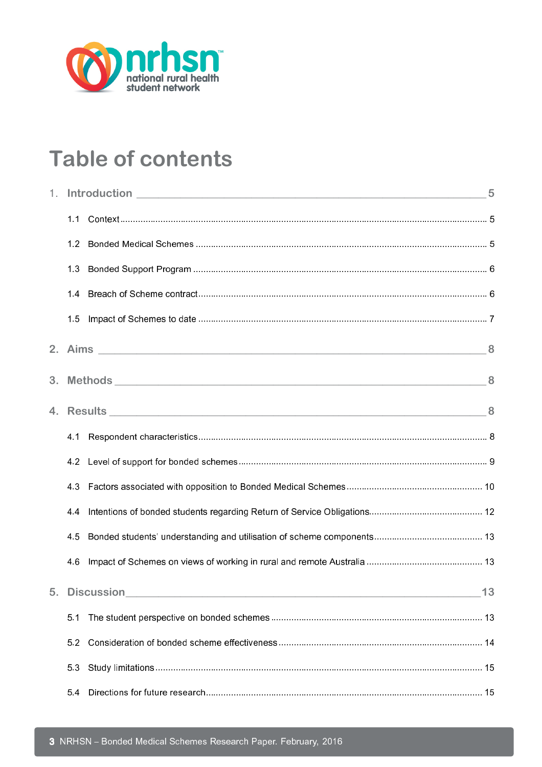# Table of contents

1. **Introduction** 5
   - 1.1 Context 5
   - 1.2 Bonded Medical Schemes 5
   - 1.3 Bonded Support Program 6
   - 1.4 Breach of Scheme contract 6
   - 1.5 Impact of Schemes to date 7
2. **Aims** 8
3. **Methods** 8
4. **Results** 8
   - 4.1 Respondent characteristics 8
   - 4.2 Level of support for bonded schemes 9
   - 4.3 Factors associated with opposition to Bonded Medical Schemes 10
   - 4.4 Intentions of bonded students regarding Return of Service Obligations 12
   - 4.5 Bonded students' understanding and utilisation of scheme components 13
   - 4.6 Impact of Schemes on views of working in rural and remote Australia 13
5. **Discussion** 13
   - 5.1 The student perspective on bonded schemes 13
   - 5.2 Consideration of bonded scheme effectiveness 14
   - 5.3 Study limitations 15
   - 5.4 Directions for future research 15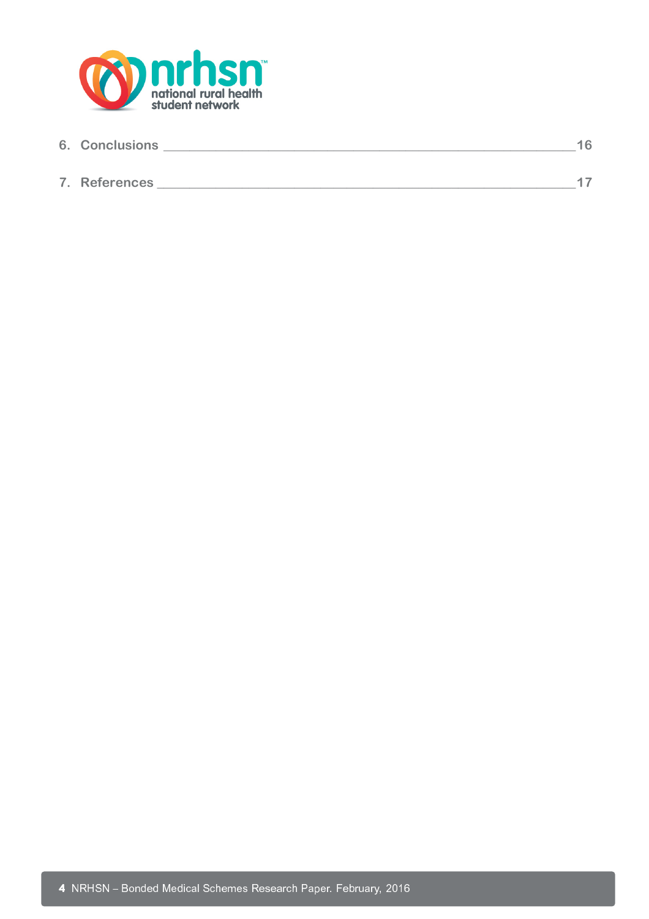6. Conclusions ____________________________________________________16

7. References _____________________________________________________17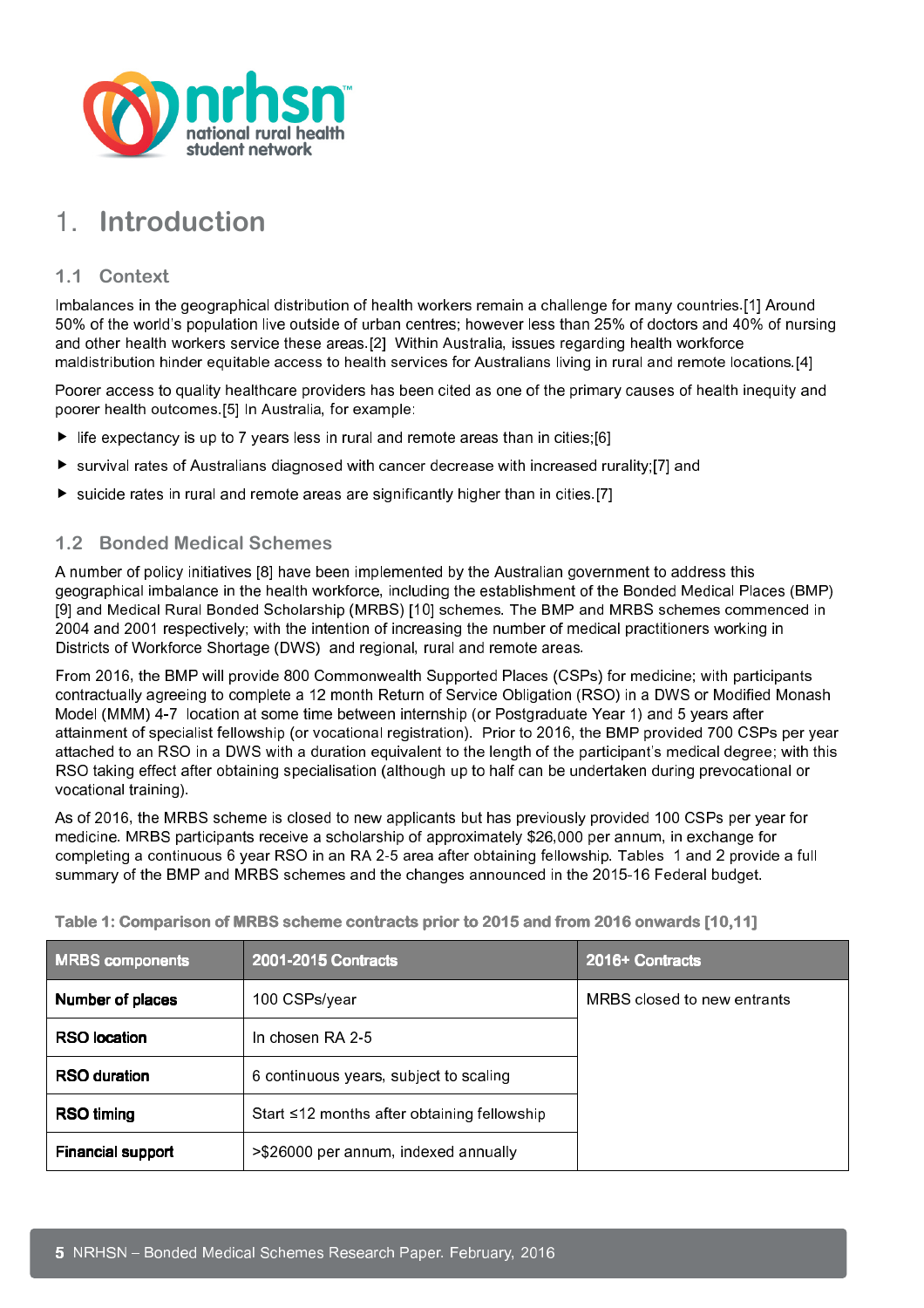# 1. Introduction

## 1.1 Context

Imbalances in the geographical distribution of health workers remain a challenge for many countries.[1] Around 50% of the world's population live outside of urban centres; however less than 25% of doctors and 40% of nursing and other health workers service these areas.[2] Within Australia, issues regarding health workforce maldistribution hinder equitable access to health services for Australians living in rural and remote locations.[4]

Poorer access to quality healthcare providers has been cited as one of the primary causes of health inequity and poorer health outcomes.[5] In Australia, for example:

- life expectancy is up to 7 years less in rural and remote areas than in cities;[6]
- survival rates of Australians diagnosed with cancer decrease with increased rurality;[7] and
- suicide rates in rural and remote areas are significantly higher than in cities.[7]

## 1.2 Bonded Medical Schemes

A number of policy initiatives [8] have been implemented by the Australian government to address this geographical imbalance in the health workforce, including the establishment of the Bonded Medical Places (BMP) [9] and Medical Rural Bonded Scholarship (MRBS) [10] schemes. The BMP and MRBS schemes commenced in 2004 and 2001 respectively; with the intention of increasing the number of medical practitioners working in Districts of Workforce Shortage (DWS) and regional, rural and remote areas.

From 2016, the BMP will provide 800 Commonwealth Supported Places (CSPs) for medicine; with participants contractually agreeing to complete a 12 month Return of Service Obligation (RSO) in a DWS or Modified Monash Model (MMM) 4-7 location at some time between internship (or Postgraduate Year 1) and 5 years after attainment of specialist fellowship (or vocational registration). Prior to 2016, the BMP provided 700 CSPs per year attached to an RSO in a DWS with a duration equivalent to the length of the participant's medical degree; with this RSO taking effect after obtaining specialisation (although up to half can be undertaken during prevocational or vocational training).

As of 2016, the MRBS scheme is closed to new applicants but has previously provided 100 CSPs per year for medicine. MRBS participants receive a scholarship of approximately $26,000 per annum, in exchange for completing a continuous 6 year RSO in an RA 2-5 area after obtaining fellowship. Tables 1 and 2 provide a full summary of the BMP and MRBS schemes and the changes announced in the 2015-16 Federal budget.

**Table 1: Comparison of MRBS scheme contracts prior to 2015 and from 2016 onwards [10,11]**

| MRBS components | 2001-2015 Contracts | 2016+ Contracts |
|---|---|---|
| **Number of places** | 100 CSPs/year | MRBS closed to new entrants |
| **RSO location** | In chosen RA 2-5 | |
| **RSO duration** | 6 continuous years, subject to scaling | |
| **RSO timing** | Start ≤12 months after obtaining fellowship | |
| **Financial support** | >$26000 per annum, indexed annually | |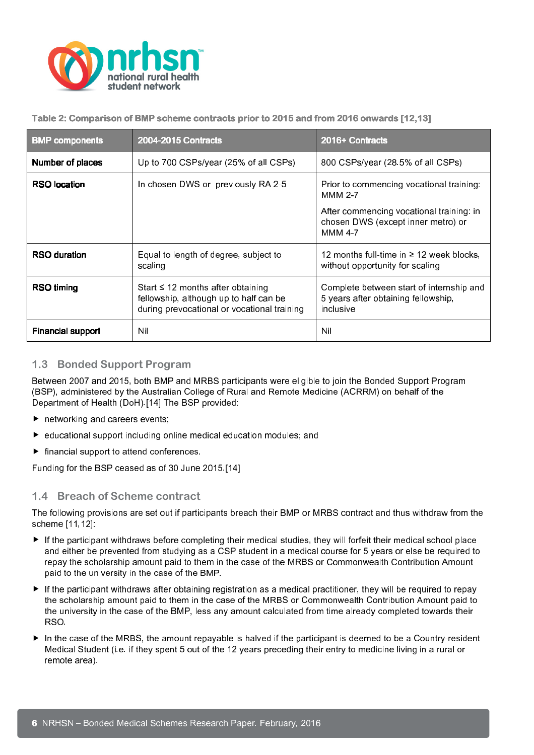Table 2: Comparison of BMP scheme contracts prior to 2015 and from 2016 onwards [12,13]

| BMP components | 2004-2015 Contracts | 2016+ Contracts |
|---|---|---|
| **Number of places** | Up to 700 CSPs/year (25% of all CSPs) | 800 CSPs/year (28.5% of all CSPs) |
| **RSO location** | In chosen DWS or previously RA 2-5 | Prior to commencing vocational training: MMM 2-7<br><br>After commencing vocational training: in chosen DWS (except inner metro) or MMM 4-7 |
| **RSO duration** | Equal to length of degree, subject to scaling | 12 months full-time in ≥ 12 week blocks, without opportunity for scaling |
| **RSO timing** | Start ≤ 12 months after obtaining fellowship, although up to half can be during prevocational or vocational training | Complete between start of internship and 5 years after obtaining fellowship, inclusive |
| **Financial support** | Nil | Nil |

## 1.3 Bonded Support Program

Between 2007 and 2015, both BMP and MRBS participants were eligible to join the Bonded Support Program (BSP), administered by the Australian College of Rural and Remote Medicine (ACRRM) on behalf of the Department of Health (DoH).[14] The BSP provided:

- networking and careers events;
- educational support including online medical education modules; and
- financial support to attend conferences.

Funding for the BSP ceased as of 30 June 2015.[14]

## 1.4 Breach of Scheme contract

The following provisions are set out if participants breach their BMP or MRBS contract and thus withdraw from the scheme [11,12]:

- If the participant withdraws before completing their medical studies, they will forfeit their medical school place and either be prevented from studying as a CSP student in a medical course for 5 years or else be required to repay the scholarship amount paid to them in the case of the MRBS or Commonwealth Contribution Amount paid to the university in the case of the BMP.
- If the participant withdraws after obtaining registration as a medical practitioner, they will be required to repay the scholarship amount paid to them in the case of the MRBS or Commonwealth Contribution Amount paid to the university in the case of the BMP, less any amount calculated from time already completed towards their RSO.
- In the case of the MRBS, the amount repayable is halved if the participant is deemed to be a Country-resident Medical Student (i.e. if they spent 5 out of the 12 years preceding their entry to medicine living in a rural or remote area).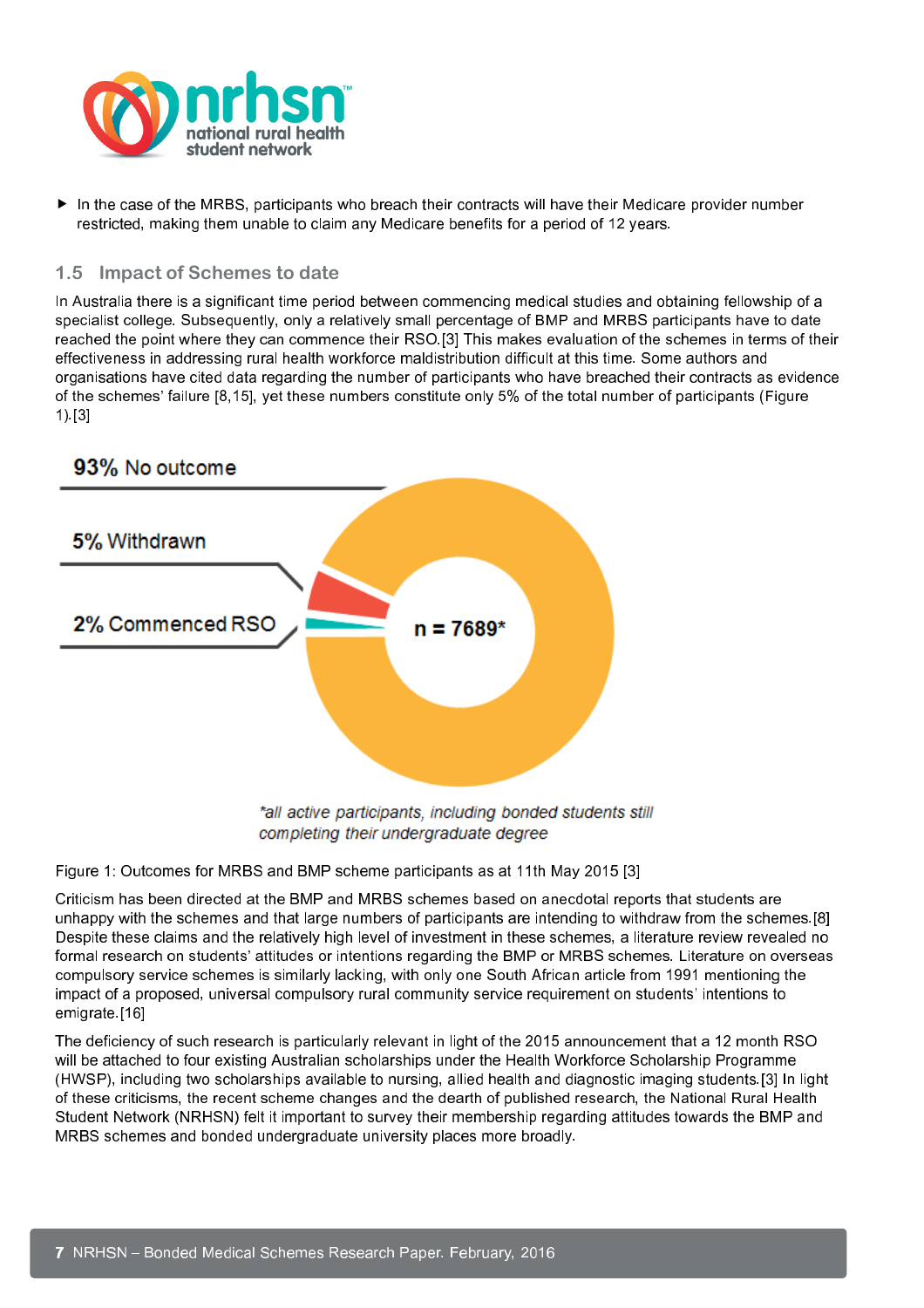- In the case of the MRBS, participants who breach their contracts will have their Medicare provider number restricted, making them unable to claim any Medicare benefits for a period of 12 years.

## 1.5 Impact of Schemes to date

In Australia there is a significant time period between commencing medical studies and obtaining fellowship of a specialist college. Subsequently, only a relatively small percentage of BMP and MRBS participants have to date reached the point where they can commence their RSO.[3] This makes evaluation of the schemes in terms of their effectiveness in addressing rural health workforce maldistribution difficult at this time. Some authors and organisations have cited data regarding the number of participants who have breached their contracts as evidence of the schemes' failure [8,15], yet these numbers constitute only 5% of the total number of participants (Figure 1).[3]

**93%** No outcome

**5%** Withdrawn

**2%** Commenced RSO

**n = 7689***

*\*all active participants, including bonded students still completing their undergraduate degree*

Figure 1: Outcomes for MRBS and BMP scheme participants as at 11th May 2015 [3]

Criticism has been directed at the BMP and MRBS schemes based on anecdotal reports that students are unhappy with the schemes and that large numbers of participants are intending to withdraw from the schemes.[8] Despite these claims and the relatively high level of investment in these schemes, a literature review revealed no formal research on students' attitudes or intentions regarding the BMP or MRBS schemes. Literature on overseas compulsory service schemes is similarly lacking, with only one South African article from 1991 mentioning the impact of a proposed, universal compulsory rural community service requirement on students' intentions to emigrate.[16]

The deficiency of such research is particularly relevant in light of the 2015 announcement that a 12 month RSO will be attached to four existing Australian scholarships under the Health Workforce Scholarship Programme (HWSP), including two scholarships available to nursing, allied health and diagnostic imaging students.[3] In light of these criticisms, the recent scheme changes and the dearth of published research, the National Rural Health Student Network (NRHSN) felt it important to survey their membership regarding attitudes towards the BMP and MRBS schemes and bonded undergraduate university places more broadly.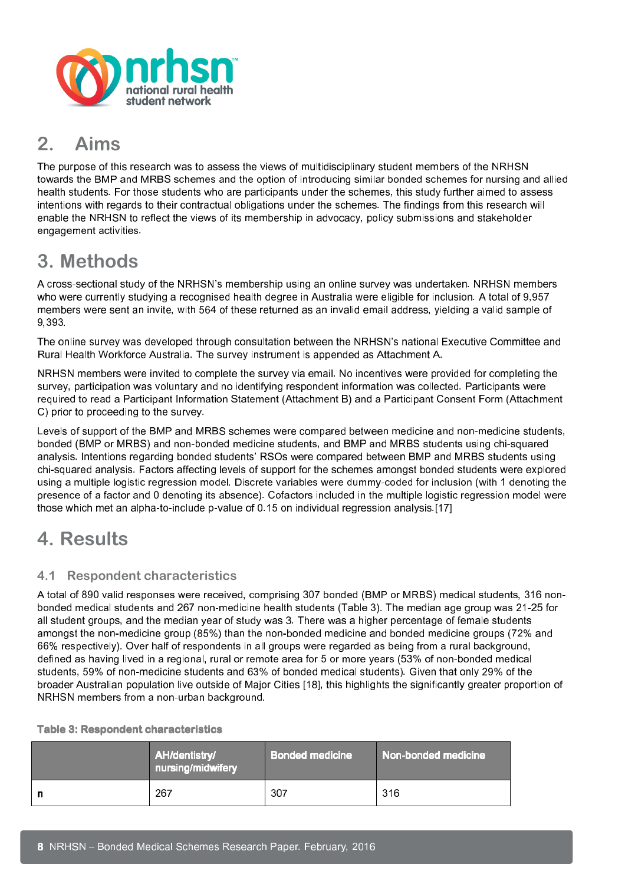## 2. Aims

The purpose of this research was to assess the views of multidisciplinary student members of the NRHSN towards the BMP and MRBS schemes and the option of introducing similar bonded schemes for nursing and allied health students. For those students who are participants under the schemes, this study further aimed to assess intentions with regards to their contractual obligations under the schemes. The findings from this research will enable the NRHSN to reflect the views of its membership in advocacy, policy submissions and stakeholder engagement activities.

## 3. Methods

A cross-sectional study of the NRHSN's membership using an online survey was undertaken. NRHSN members who were currently studying a recognised health degree in Australia were eligible for inclusion. A total of 9,957 members were sent an invite, with 564 of these returned as an invalid email address, yielding a valid sample of 9,393.

The online survey was developed through consultation between the NRHSN's national Executive Committee and Rural Health Workforce Australia. The survey instrument is appended as Attachment A.

NRHSN members were invited to complete the survey via email. No incentives were provided for completing the survey, participation was voluntary and no identifying respondent information was collected. Participants were required to read a Participant Information Statement (Attachment B) and a Participant Consent Form (Attachment C) prior to proceeding to the survey.

Levels of support of the BMP and MRBS schemes were compared between medicine and non-medicine students, bonded (BMP or MRBS) and non-bonded medicine students, and BMP and MRBS students using chi-squared analysis. Intentions regarding bonded students' RSOs were compared between BMP and MRBS students using chi-squared analysis. Factors affecting levels of support for the schemes amongst bonded students were explored using a multiple logistic regression model. Discrete variables were dummy-coded for inclusion (with 1 denoting the presence of a factor and 0 denoting its absence). Cofactors included in the multiple logistic regression model were those which met an alpha-to-include p-value of 0.15 on individual regression analysis.[17]

## 4. Results

### 4.1 Respondent characteristics

A total of 890 valid responses were received, comprising 307 bonded (BMP or MRBS) medical students, 316 non-bonded medical students and 267 non-medicine health students (Table 3). The median age group was 21-25 for all student groups, and the median year of study was 3. There was a higher percentage of female students amongst the non-medicine group (85%) than the non-bonded medicine and bonded medicine groups (72% and 66% respectively). Over half of respondents in all groups were regarded as being from a rural background, defined as having lived in a regional, rural or remote area for 5 or more years (53% of non-bonded medical students, 59% of non-medicine students and 63% of bonded medical students). Given that only 29% of the broader Australian population live outside of Major Cities [18], this highlights the significantly greater proportion of NRHSN members from a non-urban background.

**Table 3: Respondent characteristics**

| | AH/dentistry/ nursing/midwifery | Bonded medicine | Non-bonded medicine |
|---|---|---|---|
| **n** | 267 | 307 | 316 |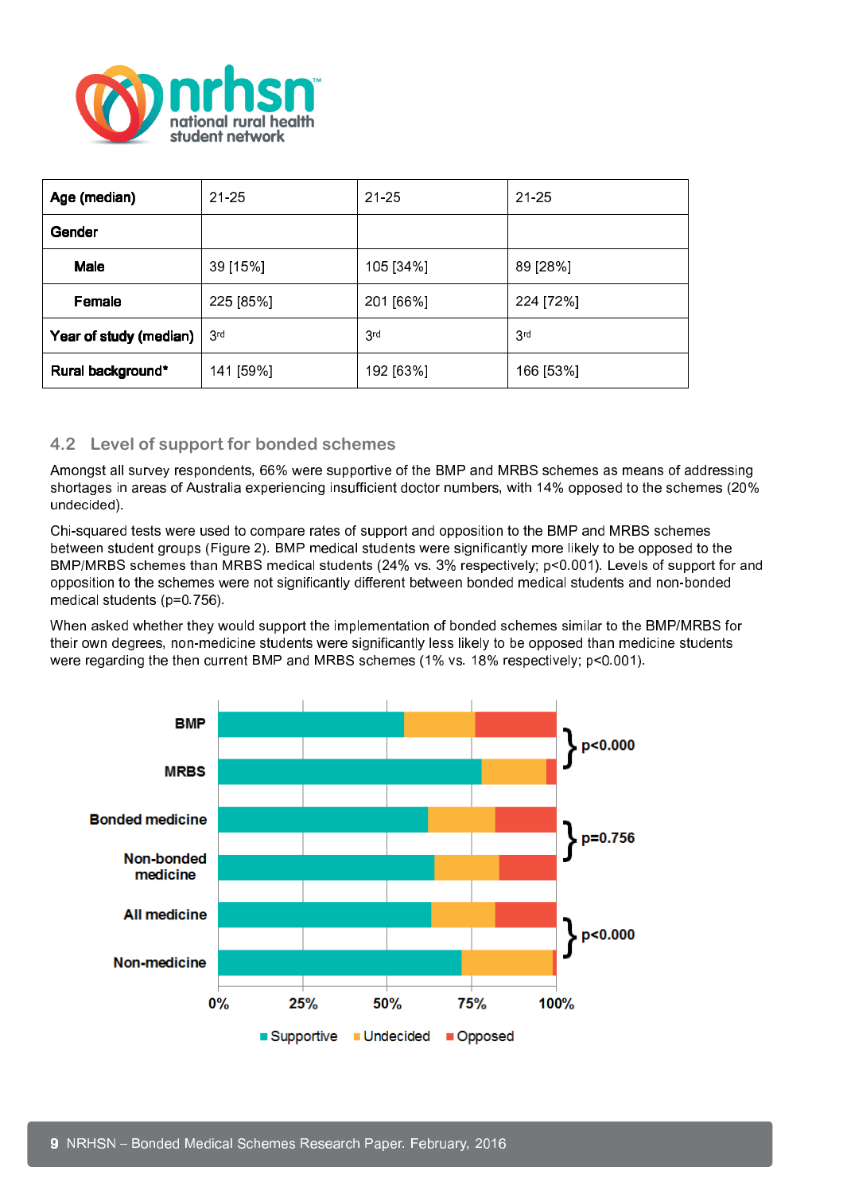| Age (median) | 21-25 | 21-25 | 21-25 |
|---|---|---|---|
| Gender | | | |
| Male | 39 [15%] | 105 [34%] | 89 [28%] |
| Female | 225 [85%] | 201 [66%] | 224 [72%] |
| Year of study (median) | 3rd | 3rd | 3rd |
| Rural background* | 141 [59%] | 192 [63%] | 166 [53%] |

## 4.2 Level of support for bonded schemes

Amongst all survey respondents, 66% were supportive of the BMP and MRBS schemes as means of addressing shortages in areas of Australia experiencing insufficient doctor numbers, with 14% opposed to the schemes (20% undecided).

Chi-squared tests were used to compare rates of support and opposition to the BMP and MRBS schemes between student groups (Figure 2). BMP medical students were significantly more likely to be opposed to the BMP/MRBS schemes than MRBS medical students (24% vs. 3% respectively; $p<0.001$). Levels of support for and opposition to the schemes were not significantly different between bonded medical students and non-bonded medical students ($p=0.756$).

When asked whether they would support the implementation of bonded schemes similar to the BMP/MRBS for their own degrees, non-medicine students were significantly less likely to be opposed than medicine students were regarding the then current BMP and MRBS schemes (1% vs. 18% respectively; $p<0.001$).

BMP / MRBS: p<0.000

Bonded medicine / Non-bonded medicine: p=0.756

All medicine / Non-medicine: p<0.000

0% 25% 50% 75% 100%

Supportive Undecided Opposed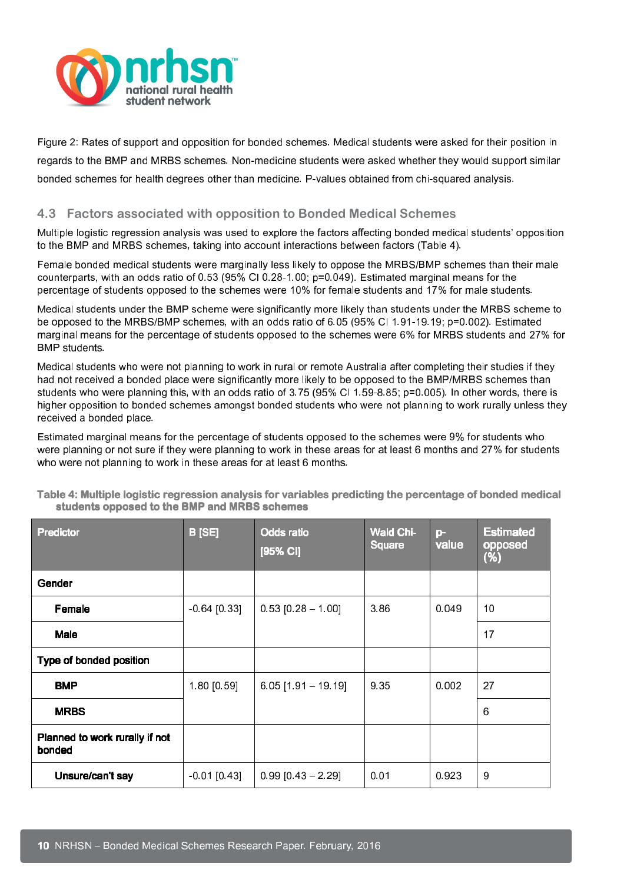Figure 2: Rates of support and opposition for bonded schemes. Medical students were asked for their position in regards to the BMP and MRBS schemes. Non-medicine students were asked whether they would support similar bonded schemes for health degrees other than medicine. P-values obtained from chi-squared analysis.

## 4.3 Factors associated with opposition to Bonded Medical Schemes

Multiple logistic regression analysis was used to explore the factors affecting bonded medical students' opposition to the BMP and MRBS schemes, taking into account interactions between factors (Table 4).

Female bonded medical students were marginally less likely to oppose the MRBS/BMP schemes than their male counterparts, with an odds ratio of 0.53 (95% CI 0.28-1.00; p=0.049). Estimated marginal means for the percentage of students opposed to the schemes were 10% for female students and 17% for male students.

Medical students under the BMP scheme were significantly more likely than students under the MRBS scheme to be opposed to the MRBS/BMP schemes, with an odds ratio of 6.05 (95% CI 1.91-19.19; p=0.002). Estimated marginal means for the percentage of students opposed to the schemes were 6% for MRBS students and 27% for BMP students.

Medical students who were not planning to work in rural or remote Australia after completing their studies if they had not received a bonded place were significantly more likely to be opposed to the BMP/MRBS schemes than students who were planning this, with an odds ratio of 3.75 (95% CI 1.59-8.85; p=0.005). In other words, there is higher opposition to bonded schemes amongst bonded students who were not planning to work rurally unless they received a bonded place.

Estimated marginal means for the percentage of students opposed to the schemes were 9% for students who were planning or not sure if they were planning to work in these areas for at least 6 months and 27% for students who were not planning to work in these areas for at least 6 months.

**Table 4: Multiple logistic regression analysis for variables predicting the percentage of bonded medical students opposed to the BMP and MRBS schemes**

| Predictor | B [SE] | Odds ratio [95% CI] | Wald Chi-Square | p-value | Estimated opposed (%) |
|---|---|---|---|---|---|
| **Gender** | | | | | |
| **Female** | -0.64 [0.33] | 0.53 [0.28 – 1.00] | 3.86 | 0.049 | 10 |
| **Male** | | | | | 17 |
| **Type of bonded position** | | | | | |
| **BMP** | 1.80 [0.59] | 6.05 [1.91 – 19.19] | 9.35 | 0.002 | 27 |
| **MRBS** | | | | | 6 |
| **Planned to work rurally if not bonded** | | | | | |
| **Unsure/can't say** | -0.01 [0.43] | 0.99 [0.43 – 2.29] | 0.01 | 0.923 | 9 |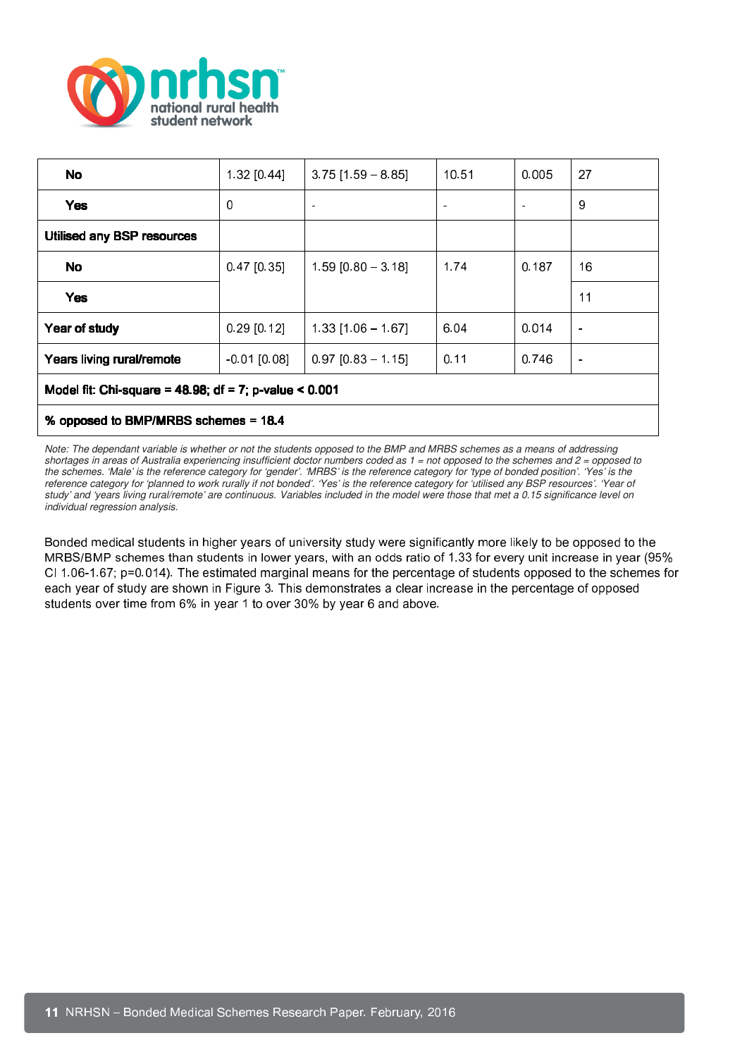| | | | | | |
|---|---|---|---|---|---|
| **No** | 1.32 [0.44] | 3.75 [1.59 – 8.85] | 10.51 | 0.005 | 27 |
| **Yes** | 0 | - | - | - | 9 |
| **Utilised any BSP resources** | | | | | |
| **No** | 0.47 [0.35] | 1.59 [0.80 – 3.18] | 1.74 | 0.187 | 16 |
| **Yes** | | | | | 11 |
| **Year of study** | 0.29 [0.12] | 1.33 [1.06 – 1.67] | 6.04 | 0.014 | - |
| **Years living rural/remote** | -0.01 [0.08] | 0.97 [0.83 – 1.15] | 0.11 | 0.746 | - |
| **Model fit: Chi-square = 48.98; df = 7; p-value < 0.001** | | | | | |
| **% opposed to BMP/MRBS schemes = 18.4** | | | | | |

*Note: The dependant variable is whether or not the students opposed to the BMP and MRBS schemes as a means of addressing shortages in areas of Australia experiencing insufficient doctor numbers coded as 1 = not opposed to the schemes and 2 = opposed to the schemes. 'Male' is the reference category for 'gender'. 'MRBS' is the reference category for 'type of bonded position'. 'Yes' is the reference category for 'planned to work rurally if not bonded'. 'Yes' is the reference category for 'utilised any BSP resources'. 'Year of study' and 'years living rural/remote' are continuous. Variables included in the model were those that met a 0.15 significance level on individual regression analysis.*

Bonded medical students in higher years of university study were significantly more likely to be opposed to the MRBS/BMP schemes than students in lower years, with an odds ratio of 1.33 for every unit increase in year (95% CI 1.06-1.67; p=0.014). The estimated marginal means for the percentage of students opposed to the schemes for each year of study are shown in Figure 3. This demonstrates a clear increase in the percentage of opposed students over time from 6% in year 1 to over 30% by year 6 and above.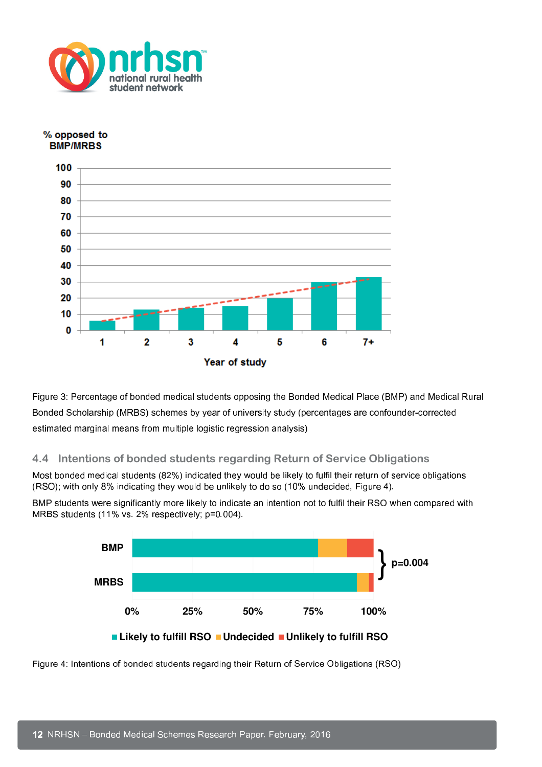Figure 3: Percentage of bonded medical students opposing the Bonded Medical Place (BMP) and Medical Rural Bonded Scholarship (MRBS) schemes by year of university study (percentages are confounder-corrected estimated marginal means from multiple logistic regression analysis)

## 4.4 Intentions of bonded students regarding Return of Service Obligations

Most bonded medical students (82%) indicated they would be likely to fulfil their return of service obligations (RSO); with only 8% indicating they would be unlikely to do so (10% undecided, Figure 4).

BMP students were significantly more likely to indicate an intention not to fulfil their RSO when compared with MRBS students (11% vs. 2% respectively; p=0.004).

Figure 4: Intentions of bonded students regarding their Return of Service Obligations (RSO)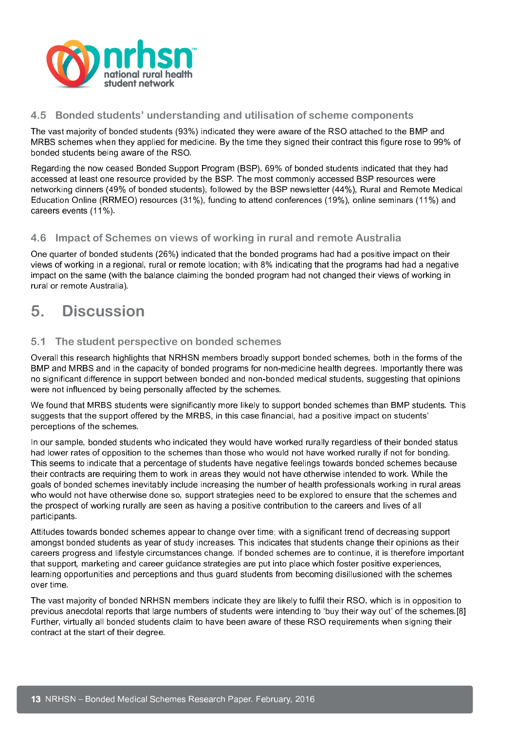### 4.5 Bonded students' understanding and utilisation of scheme components

The vast majority of bonded students (93%) indicated they were aware of the RSO attached to the BMP and MRBS schemes when they applied for medicine. By the time they signed their contract this figure rose to 99% of bonded students being aware of the RSO.

Regarding the now ceased Bonded Support Program (BSP), 69% of bonded students indicated that they had accessed at least one resource provided by the BSP. The most commonly accessed BSP resources were networking dinners (49% of bonded students), followed by the BSP newsletter (44%), Rural and Remote Medical Education Online (RRMEO) resources (31%), funding to attend conferences (19%), online seminars (11%) and careers events (11%).

### 4.6 Impact of Schemes on views of working in rural and remote Australia

One quarter of bonded students (26%) indicated that the bonded programs had had a positive impact on their views of working in a regional, rural or remote location; with 8% indicating that the programs had had a negative impact on the same (with the balance claiming the bonded program had not changed their views of working in rural or remote Australia).

## 5. Discussion

### 5.1 The student perspective on bonded schemes

Overall this research highlights that NRHSN members broadly support bonded schemes, both in the forms of the BMP and MRBS and in the capacity of bonded programs for non-medicine health degrees. Importantly there was no significant difference in support between bonded and non-bonded medical students, suggesting that opinions were not influenced by being personally affected by the schemes.

We found that MRBS students were significantly more likely to support bonded schemes than BMP students. This suggests that the support offered by the MRBS, in this case financial, had a positive impact on students' perceptions of the schemes.

In our sample, bonded students who indicated they would have worked rurally regardless of their bonded status had lower rates of opposition to the schemes than those who would not have worked rurally if not for bonding. This seems to indicate that a percentage of students have negative feelings towards bonded schemes because their contracts are requiring them to work in areas they would not have otherwise intended to work. While the goals of bonded schemes inevitably include increasing the number of health professionals working in rural areas who would not have otherwise done so, support strategies need to be explored to ensure that the schemes and the prospect of working rurally are seen as having a positive contribution to the careers and lives of all participants.

Attitudes towards bonded schemes appear to change over time; with a significant trend of decreasing support amongst bonded students as year of study increases. This indicates that students change their opinions as their careers progress and lifestyle circumstances change. If bonded schemes are to continue, it is therefore important that support, marketing and career guidance strategies are put into place which foster positive experiences, learning opportunities and perceptions and thus guard students from becoming disillusioned with the schemes over time.

The vast majority of bonded NRHSN members indicate they are likely to fulfil their RSO, which is in opposition to previous anecdotal reports that large numbers of students were intending to 'buy their way out' of the schemes.[8] Further, virtually all bonded students claim to have been aware of these RSO requirements when signing their contract at the start of their degree.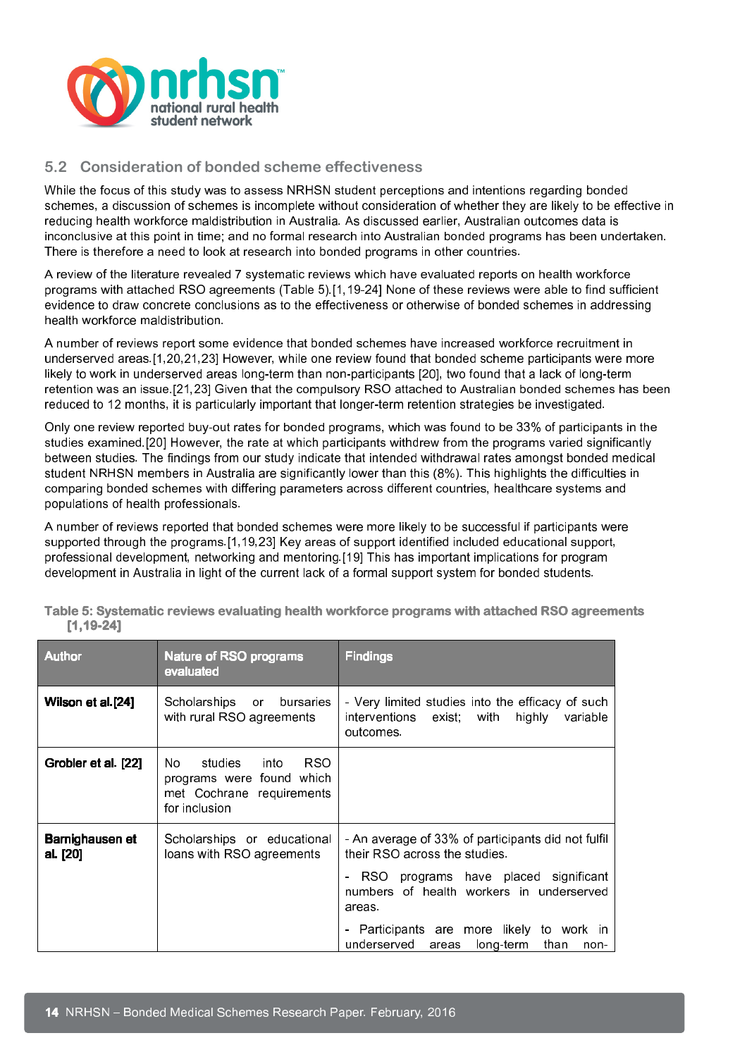## 5.2 Consideration of bonded scheme effectiveness

While the focus of this study was to assess NRHSN student perceptions and intentions regarding bonded schemes, a discussion of schemes is incomplete without consideration of whether they are likely to be effective in reducing health workforce maldistribution in Australia. As discussed earlier, Australian outcomes data is inconclusive at this point in time; and no formal research into Australian bonded programs has been undertaken. There is therefore a need to look at research into bonded programs in other countries.

A review of the literature revealed 7 systematic reviews which have evaluated reports on health workforce programs with attached RSO agreements (Table 5).[1,19-24] None of these reviews were able to find sufficient evidence to draw concrete conclusions as to the effectiveness or otherwise of bonded schemes in addressing health workforce maldistribution.

A number of reviews report some evidence that bonded schemes have increased workforce recruitment in underserved areas.[1,20,21,23] However, while one review found that bonded scheme participants were more likely to work in underserved areas long-term than non-participants [20], two found that a lack of long-term retention was an issue.[21,23] Given that the compulsory RSO attached to Australian bonded schemes has been reduced to 12 months, it is particularly important that longer-term retention strategies be investigated.

Only one review reported buy-out rates for bonded programs, which was found to be 33% of participants in the studies examined.[20] However, the rate at which participants withdrew from the programs varied significantly between studies. The findings from our study indicate that intended withdrawal rates amongst bonded medical student NRHSN members in Australia are significantly lower than this (8%). This highlights the difficulties in comparing bonded schemes with differing parameters across different countries, healthcare systems and populations of health professionals.

A number of reviews reported that bonded schemes were more likely to be successful if participants were supported through the programs.[1,19,23] Key areas of support identified included educational support, professional development, networking and mentoring.[19] This has important implications for program development in Australia in light of the current lack of a formal support system for bonded students.

**Table 5: Systematic reviews evaluating health workforce programs with attached RSO agreements [1,19-24]**

| Author | Nature of RSO programs evaluated | Findings |
|---|---|---|
| **Wilson et al.[24]** | Scholarships or bursaries with rural RSO agreements | - Very limited studies into the efficacy of such interventions exist; with highly variable outcomes. |
| **Grobler et al. [22]** | No studies into RSO programs were found which met Cochrane requirements for inclusion | |
| **Barnighausen et al. [20]** | Scholarships or educational loans with RSO agreements | - An average of 33% of participants did not fulfil their RSO across the studies.<br>- RSO programs have placed significant numbers of health workers in underserved areas.<br>- Participants are more likely to work in underserved areas long-term than non- |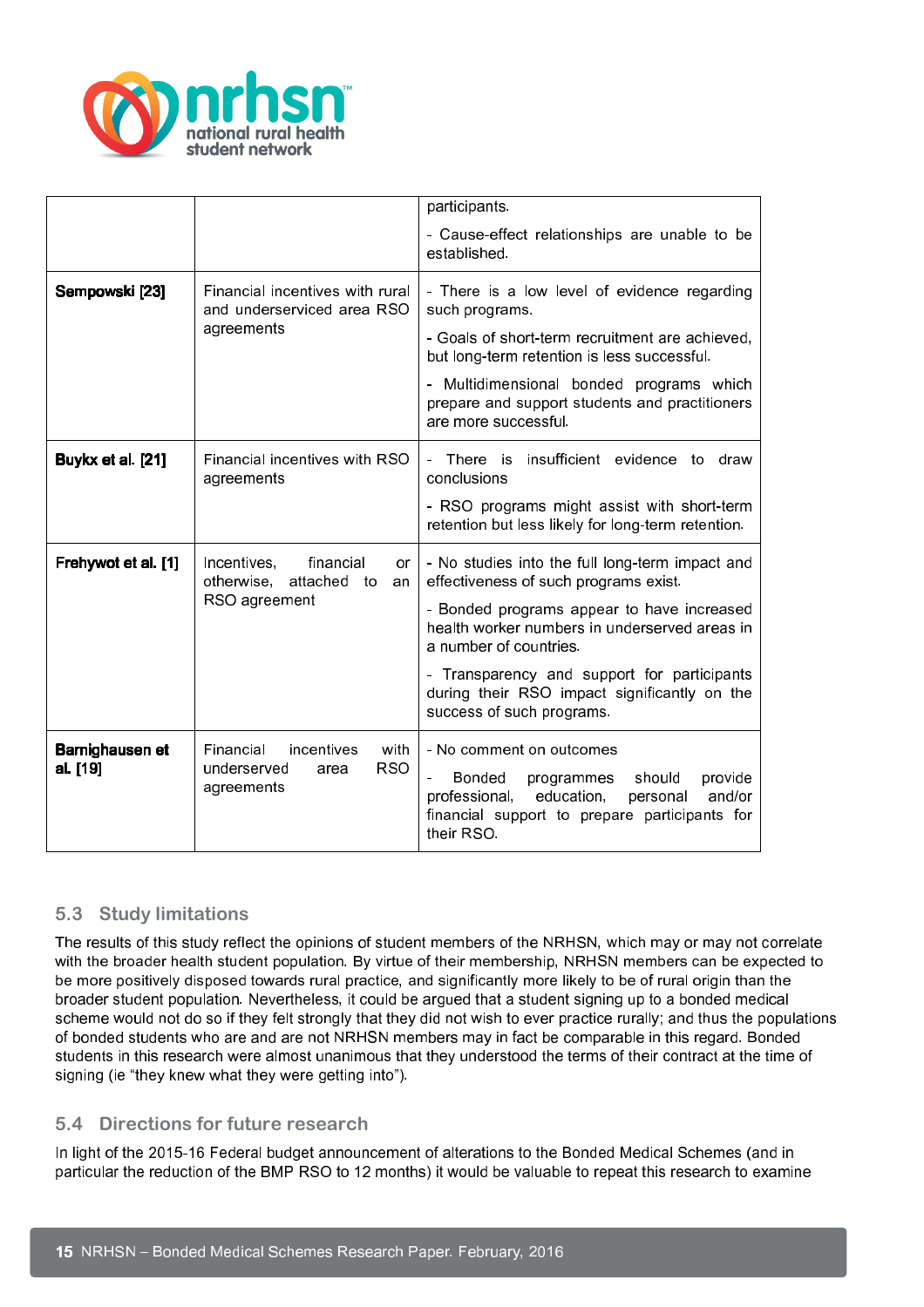| | | participants.<br>- Cause-effect relationships are unable to be established. |
|---|---|---|
| **Sempowski [23]** | Financial incentives with rural and underserviced area RSO agreements | - There is a low level of evidence regarding such programs.<br>- Goals of short-term recruitment are achieved, but long-term retention is less successful.<br>- Multidimensional bonded programs which prepare and support students and practitioners are more successful. |
| **Buykx et al. [21]** | Financial incentives with RSO agreements | - There is insufficient evidence to draw conclusions<br>- RSO programs might assist with short-term retention but less likely for long-term retention. |
| **Frehywot et al. [1]** | Incentives, financial or otherwise, attached to an RSO agreement | - No studies into the full long-term impact and effectiveness of such programs exist.<br>- Bonded programs appear to have increased health worker numbers in underserved areas in a number of countries.<br>- Transparency and support for participants during their RSO impact significantly on the success of such programs. |
| **Barnighausen et al. [19]** | Financial incentives with underserved area RSO agreements | - No comment on outcomes<br>- Bonded programmes should provide professional, education, personal and/or financial support to prepare participants for their RSO. |

## 5.3 Study limitations

The results of this study reflect the opinions of student members of the NRHSN, which may or may not correlate with the broader health student population. By virtue of their membership, NRHSN members can be expected to be more positively disposed towards rural practice, and significantly more likely to be of rural origin than the broader student population. Nevertheless, it could be argued that a student signing up to a bonded medical scheme would not do so if they felt strongly that they did not wish to ever practice rurally; and thus the populations of bonded students who are and are not NRHSN members may in fact be comparable in this regard. Bonded students in this research were almost unanimous that they understood the terms of their contract at the time of signing (ie "they knew what they were getting into").

## 5.4 Directions for future research

In light of the 2015-16 Federal budget announcement of alterations to the Bonded Medical Schemes (and in particular the reduction of the BMP RSO to 12 months) it would be valuable to repeat this research to examine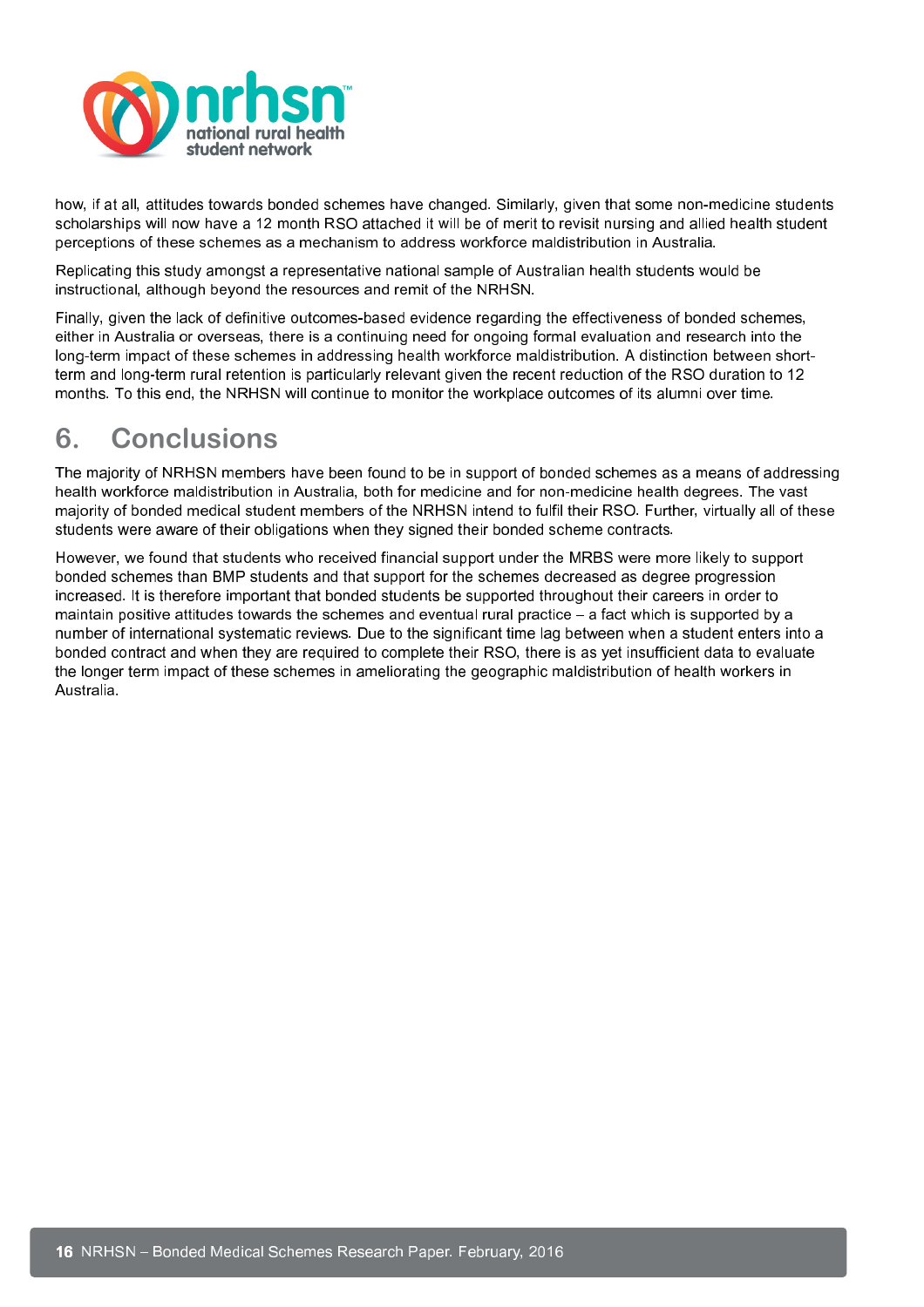how, if at all, attitudes towards bonded schemes have changed. Similarly, given that some non-medicine students scholarships will now have a 12 month RSO attached it will be of merit to revisit nursing and allied health student perceptions of these schemes as a mechanism to address workforce maldistribution in Australia.

Replicating this study amongst a representative national sample of Australian health students would be instructional, although beyond the resources and remit of the NRHSN.

Finally, given the lack of definitive outcomes-based evidence regarding the effectiveness of bonded schemes, either in Australia or overseas, there is a continuing need for ongoing formal evaluation and research into the long-term impact of these schemes in addressing health workforce maldistribution. A distinction between short-term and long-term rural retention is particularly relevant given the recent reduction of the RSO duration to 12 months. To this end, the NRHSN will continue to monitor the workplace outcomes of its alumni over time.

# 6. Conclusions

The majority of NRHSN members have been found to be in support of bonded schemes as a means of addressing health workforce maldistribution in Australia, both for medicine and for non-medicine health degrees. The vast majority of bonded medical student members of the NRHSN intend to fulfil their RSO. Further, virtually all of these students were aware of their obligations when they signed their bonded scheme contracts.

However, we found that students who received financial support under the MRBS were more likely to support bonded schemes than BMP students and that support for the schemes decreased as degree progression increased. It is therefore important that bonded students be supported throughout their careers in order to maintain positive attitudes towards the schemes and eventual rural practice – a fact which is supported by a number of international systematic reviews. Due to the significant time lag between when a student enters into a bonded contract and when they are required to complete their RSO, there is as yet insufficient data to evaluate the longer term impact of these schemes in ameliorating the geographic maldistribution of health workers in Australia.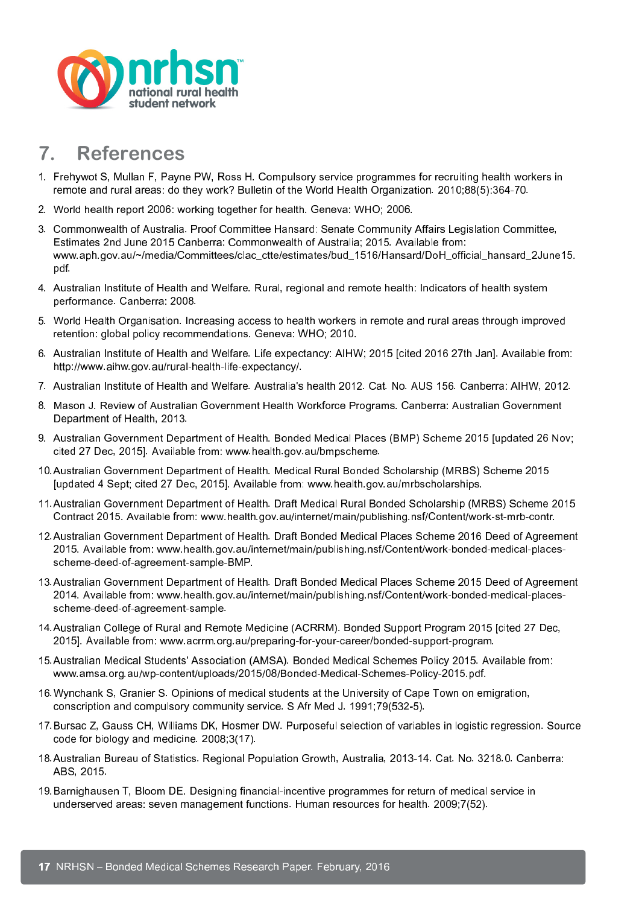## 7. References

1. Frehywot S, Mullan F, Payne PW, Ross H. Compulsory service programmes for recruiting health workers in remote and rural areas: do they work? Bulletin of the World Health Organization. 2010;88(5):364-70.
2. World health report 2006: working together for health. Geneva: WHO; 2006.
3. Commonwealth of Australia. Proof Committee Hansard: Senate Community Affairs Legislation Committee, Estimates 2nd June 2015 Canberra: Commonwealth of Australia; 2015. Available from: www.aph.gov.au/~/media/Committees/clac_ctte/estimates/bud_1516/Hansard/DoH_official_hansard_2June15.pdf.
4. Australian Institute of Health and Welfare. Rural, regional and remote health: Indicators of health system performance. Canberra: 2008.
5. World Health Organisation. Increasing access to health workers in remote and rural areas through improved retention: global policy recommendations. Geneva: WHO; 2010.
6. Australian Institute of Health and Welfare. Life expectancy: AIHW; 2015 [cited 2016 27th Jan]. Available from: http://www.aihw.gov.au/rural-health-life-expectancy/.
7. Australian Institute of Health and Welfare. Australia's health 2012. Cat. No. AUS 156. Canberra: AIHW, 2012.
8. Mason J. Review of Australian Government Health Workforce Programs. Canberra: Australian Government Department of Health, 2013.
9. Australian Government Department of Health. Bonded Medical Places (BMP) Scheme 2015 [updated 26 Nov; cited 27 Dec, 2015]. Available from: www.health.gov.au/bmpscheme.
10. Australian Government Department of Health. Medical Rural Bonded Scholarship (MRBS) Scheme 2015 [updated 4 Sept; cited 27 Dec, 2015]. Available from: www.health.gov.au/mrbscholarships.
11. Australian Government Department of Health. Draft Medical Rural Bonded Scholarship (MRBS) Scheme 2015 Contract 2015. Available from: www.health.gov.au/internet/main/publishing.nsf/Content/work-st-mrb-contr.
12. Australian Government Department of Health. Draft Bonded Medical Places Scheme 2016 Deed of Agreement 2015. Available from: www.health.gov.au/internet/main/publishing.nsf/Content/work-bonded-medical-places-scheme-deed-of-agreement-sample-BMP.
13. Australian Government Department of Health. Draft Bonded Medical Places Scheme 2015 Deed of Agreement 2014. Available from: www.health.gov.au/internet/main/publishing.nsf/Content/work-bonded-medical-places-scheme-deed-of-agreement-sample.
14. Australian College of Rural and Remote Medicine (ACRRM). Bonded Support Program 2015 [cited 27 Dec, 2015]. Available from: www.acrrm.org.au/preparing-for-your-career/bonded-support-program.
15. Australian Medical Students' Association (AMSA). Bonded Medical Schemes Policy 2015. Available from: www.amsa.org.au/wp-content/uploads/2015/08/Bonded-Medical-Schemes-Policy-2015.pdf.
16. Wynchank S, Granier S. Opinions of medical students at the University of Cape Town on emigration, conscription and compulsory community service. S Afr Med J. 1991;79(532-5).
17. Bursac Z, Gauss CH, Williams DK, Hosmer DW. Purposeful selection of variables in logistic regression. Source code for biology and medicine. 2008;3(17).
18. Australian Bureau of Statistics. Regional Population Growth, Australia, 2013-14. Cat. No. 3218.0. Canberra: ABS, 2015.
19. Barnighausen T, Bloom DE. Designing financial-incentive programmes for return of medical service in underserved areas: seven management functions. Human resources for health. 2009;7(52).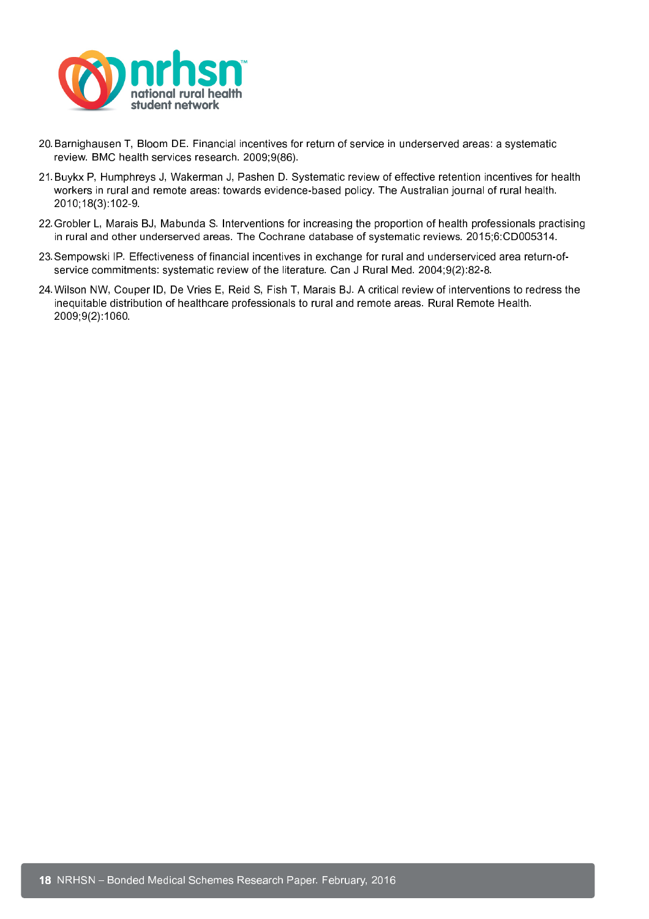20. Barnighausen T, Bloom DE. Financial incentives for return of service in underserved areas: a systematic review. BMC health services research. 2009;9(86).
21. Buykx P, Humphreys J, Wakerman J, Pashen D. Systematic review of effective retention incentives for health workers in rural and remote areas: towards evidence-based policy. The Australian journal of rural health. 2010;18(3):102-9.
22. Grobler L, Marais BJ, Mabunda S. Interventions for increasing the proportion of health professionals practising in rural and other underserved areas. The Cochrane database of systematic reviews. 2015;6:CD005314.
23. Sempowski IP. Effectiveness of financial incentives in exchange for rural and underserviced area return-of-service commitments: systematic review of the literature. Can J Rural Med. 2004;9(2):82-8.
24. Wilson NW, Couper ID, De Vries E, Reid S, Fish T, Marais BJ. A critical review of interventions to redress the inequitable distribution of healthcare professionals to rural and remote areas. Rural Remote Health. 2009;9(2):1060.